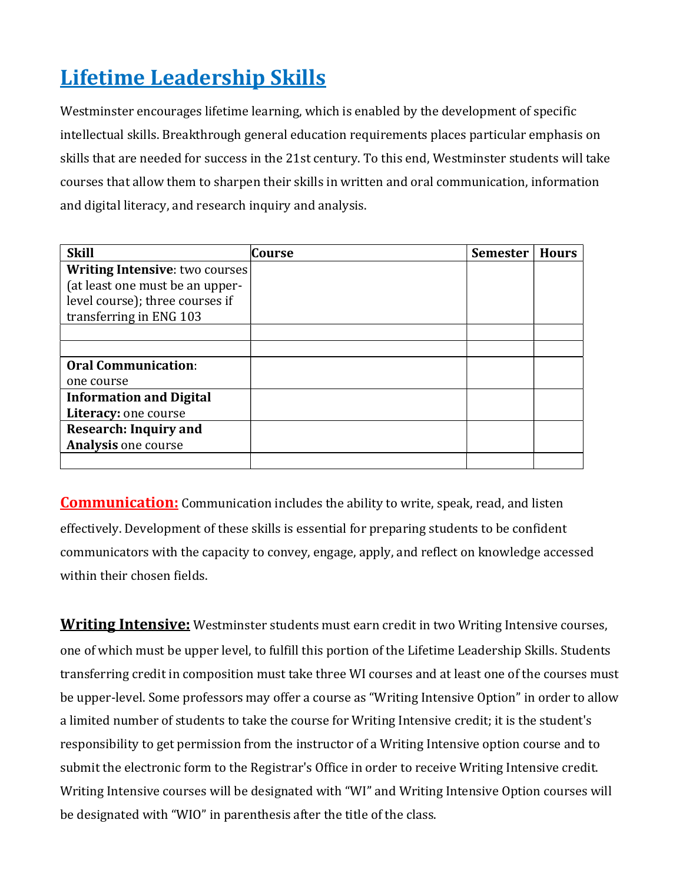# Lifetime Leadership Skills

Westminster encourages lifetime learning, which is enabled by the development of specific intellectual skills. Breakthrough general education requirements places particular emphasis on skills that are needed for success in the 21st century. To this end, Westminster students will take courses that allow them to sharpen their skills in written and oral communication, information and digital literacy, and research inquiry and analysis.

| Skill | Course | Semester | Hours |
|---|---|---|---|
| **Writing Intensive**: two courses (at least one must be an upper-level course); three courses if transferring in ENG 103 | | | |
| | | | |
| | | | |
| **Oral Communication**: one course | | | |
| **Information and Digital Literacy:** one course | | | |
| **Research: Inquiry and Analysis** one course | | | |
| | | | |

**Communication:** Communication includes the ability to write, speak, read, and listen effectively. Development of these skills is essential for preparing students to be confident communicators with the capacity to convey, engage, apply, and reflect on knowledge accessed within their chosen fields.

**Writing Intensive:** Westminster students must earn credit in two Writing Intensive courses, one of which must be upper level, to fulfill this portion of the Lifetime Leadership Skills. Students transferring credit in composition must take three WI courses and at least one of the courses must be upper-level. Some professors may offer a course as "Writing Intensive Option" in order to allow a limited number of students to take the course for Writing Intensive credit; it is the student's responsibility to get permission from the instructor of a Writing Intensive option course and to submit the electronic form to the Registrar's Office in order to receive Writing Intensive credit. Writing Intensive courses will be designated with "WI" and Writing Intensive Option courses will be designated with "WIO" in parenthesis after the title of the class.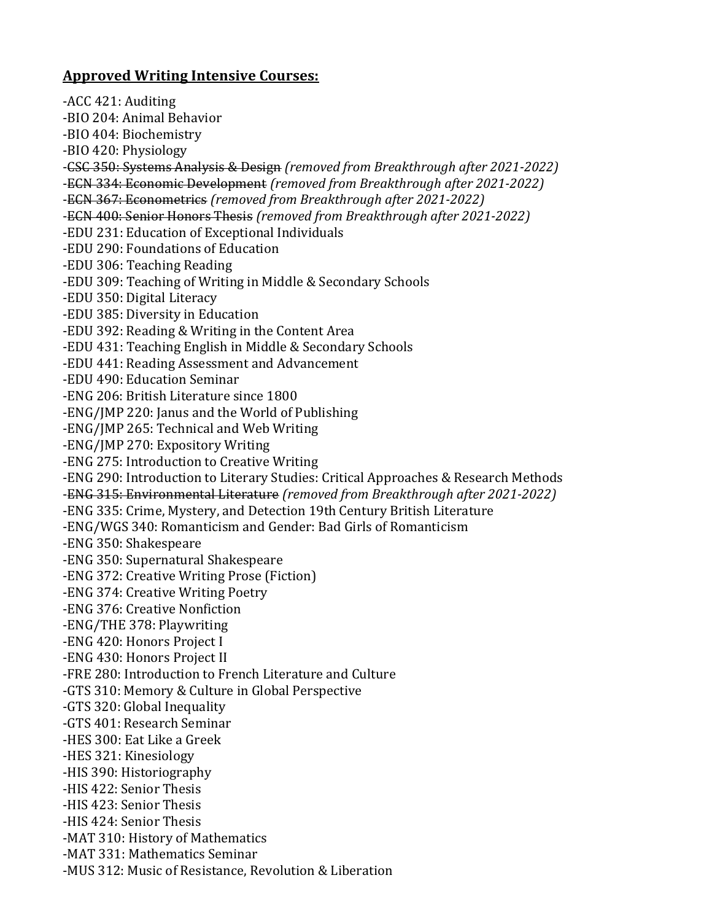**Approved Writing Intensive Courses:**

-ACC 421: Auditing
-BIO 204: Animal Behavior
-BIO 404: Biochemistry
-BIO 420: Physiology
-~~CSC 350: Systems Analysis & Design~~ *(removed from Breakthrough after 2021-2022)*
-~~ECN 334: Economic Development~~ *(removed from Breakthrough after 2021-2022)*
-~~ECN 367: Econometrics~~ *(removed from Breakthrough after 2021-2022)*
-~~ECN 400: Senior Honors Thesis~~ *(removed from Breakthrough after 2021-2022)*
-EDU 231: Education of Exceptional Individuals
-EDU 290: Foundations of Education
-EDU 306: Teaching Reading
-EDU 309: Teaching of Writing in Middle & Secondary Schools
-EDU 350: Digital Literacy
-EDU 385: Diversity in Education
-EDU 392: Reading & Writing in the Content Area
-EDU 431: Teaching English in Middle & Secondary Schools
-EDU 441: Reading Assessment and Advancement
-EDU 490: Education Seminar
-ENG 206: British Literature since 1800
-ENG/JMP 220: Janus and the World of Publishing
-ENG/JMP 265: Technical and Web Writing
-ENG/JMP 270: Expository Writing
-ENG 275: Introduction to Creative Writing
-ENG 290: Introduction to Literary Studies: Critical Approaches & Research Methods
-~~ENG 315: Environmental Literature~~ *(removed from Breakthrough after 2021-2022)*
-ENG 335: Crime, Mystery, and Detection 19th Century British Literature
-ENG/WGS 340: Romanticism and Gender: Bad Girls of Romanticism
-ENG 350: Shakespeare
-ENG 350: Supernatural Shakespeare
-ENG 372: Creative Writing Prose (Fiction)
-ENG 374: Creative Writing Poetry
-ENG 376: Creative Nonfiction
-ENG/THE 378: Playwriting
-ENG 420: Honors Project I
-ENG 430: Honors Project II
-FRE 280: Introduction to French Literature and Culture
-GTS 310: Memory & Culture in Global Perspective
-GTS 320: Global Inequality
-GTS 401: Research Seminar
-HES 300: Eat Like a Greek
-HES 321: Kinesiology
-HIS 390: Historiography
-HIS 422: Senior Thesis
-HIS 423: Senior Thesis
-HIS 424: Senior Thesis
-MAT 310: History of Mathematics
-MAT 331: Mathematics Seminar
-MUS 312: Music of Resistance, Revolution & Liberation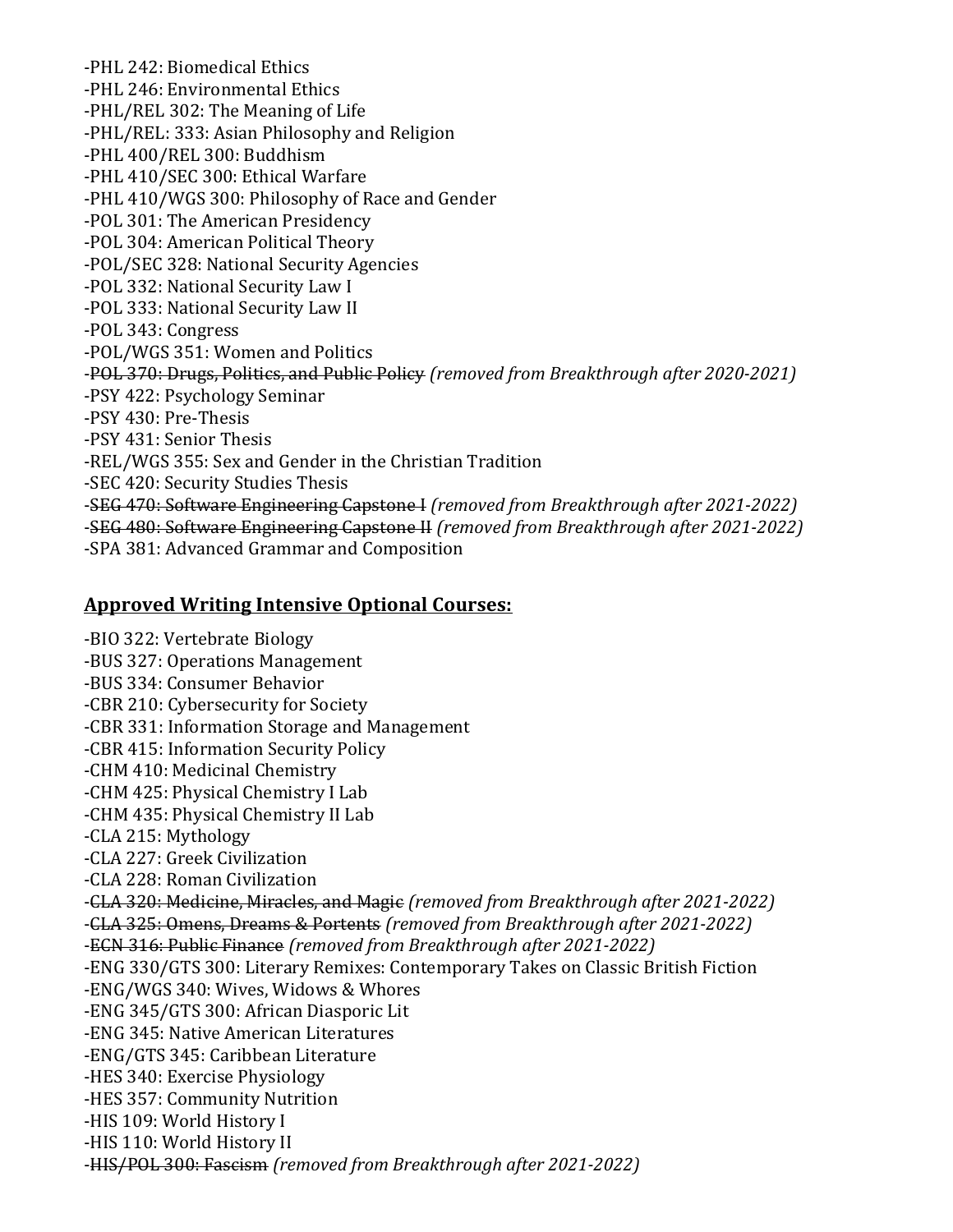-PHL 242: Biomedical Ethics
-PHL 246: Environmental Ethics
-PHL/REL 302: The Meaning of Life
-PHL/REL: 333: Asian Philosophy and Religion
-PHL 400/REL 300: Buddhism
-PHL 410/SEC 300: Ethical Warfare
-PHL 410/WGS 300: Philosophy of Race and Gender
-POL 301: The American Presidency
-POL 304: American Political Theory
-POL/SEC 328: National Security Agencies
-POL 332: National Security Law I
-POL 333: National Security Law II
-POL 343: Congress
-POL/WGS 351: Women and Politics
-~~POL 370: Drugs, Politics, and Public Policy~~ *(removed from Breakthrough after 2020-2021)*
-PSY 422: Psychology Seminar
-PSY 430: Pre-Thesis
-PSY 431: Senior Thesis
-REL/WGS 355: Sex and Gender in the Christian Tradition
-SEC 420: Security Studies Thesis
-~~SEG 470: Software Engineering Capstone I~~ *(removed from Breakthrough after 2021-2022)*
-~~SEG 480: Software Engineering Capstone II~~ *(removed from Breakthrough after 2021-2022)*
-SPA 381: Advanced Grammar and Composition

## **Approved Writing Intensive Optional Courses:**

-BIO 322: Vertebrate Biology
-BUS 327: Operations Management
-BUS 334: Consumer Behavior
-CBR 210: Cybersecurity for Society
-CBR 331: Information Storage and Management
-CBR 415: Information Security Policy
-CHM 410: Medicinal Chemistry
-CHM 425: Physical Chemistry I Lab
-CHM 435: Physical Chemistry II Lab
-CLA 215: Mythology
-CLA 227: Greek Civilization
-CLA 228: Roman Civilization
-~~CLA 320: Medicine, Miracles, and Magic~~ *(removed from Breakthrough after 2021-2022)*
-~~CLA 325: Omens, Dreams & Portents~~ *(removed from Breakthrough after 2021-2022)*
-~~ECN 316: Public Finance~~ *(removed from Breakthrough after 2021-2022)*
-ENG 330/GTS 300: Literary Remixes: Contemporary Takes on Classic British Fiction
-ENG/WGS 340: Wives, Widows & Whores
-ENG 345/GTS 300: African Diasporic Lit
-ENG 345: Native American Literatures
-ENG/GTS 345: Caribbean Literature
-HES 340: Exercise Physiology
-HES 357: Community Nutrition
-HIS 109: World History I
-HIS 110: World History II
-~~HIS/POL 300: Fascism~~ *(removed from Breakthrough after 2021-2022)*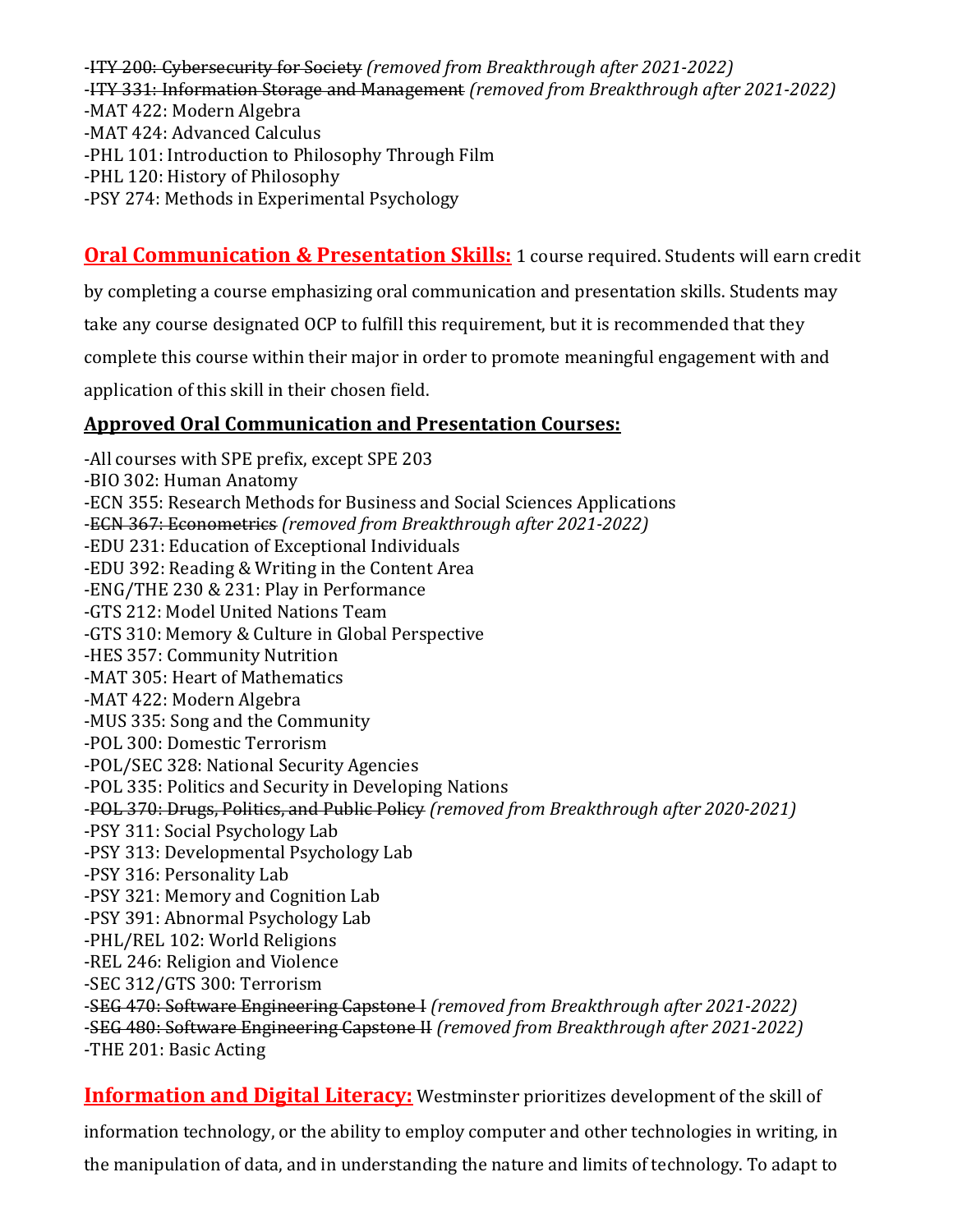-~~ITY 200: Cybersecurity for Society~~ *(removed from Breakthrough after 2021-2022)*
-~~ITY 331: Information Storage and Management~~ *(removed from Breakthrough after 2021-2022)*
-MAT 422: Modern Algebra
-MAT 424: Advanced Calculus
-PHL 101: Introduction to Philosophy Through Film
-PHL 120: History of Philosophy
-PSY 274: Methods in Experimental Psychology

**Oral Communication & Presentation Skills:** 1 course required. Students will earn credit by completing a course emphasizing oral communication and presentation skills. Students may take any course designated OCP to fulfill this requirement, but it is recommended that they complete this course within their major in order to promote meaningful engagement with and application of this skill in their chosen field.

**Approved Oral Communication and Presentation Courses:**

-All courses with SPE prefix, except SPE 203
-BIO 302: Human Anatomy
-ECN 355: Research Methods for Business and Social Sciences Applications
-~~ECN 367: Econometrics~~ *(removed from Breakthrough after 2021-2022)*
-EDU 231: Education of Exceptional Individuals
-EDU 392: Reading & Writing in the Content Area
-ENG/THE 230 & 231: Play in Performance
-GTS 212: Model United Nations Team
-GTS 310: Memory & Culture in Global Perspective
-HES 357: Community Nutrition
-MAT 305: Heart of Mathematics
-MAT 422: Modern Algebra
-MUS 335: Song and the Community
-POL 300: Domestic Terrorism
-POL/SEC 328: National Security Agencies
-POL 335: Politics and Security in Developing Nations
-~~POL 370: Drugs, Politics, and Public Policy~~ *(removed from Breakthrough after 2020-2021)*
-PSY 311: Social Psychology Lab
-PSY 313: Developmental Psychology Lab
-PSY 316: Personality Lab
-PSY 321: Memory and Cognition Lab
-PSY 391: Abnormal Psychology Lab
-PHL/REL 102: World Religions
-REL 246: Religion and Violence
-SEC 312/GTS 300: Terrorism
-~~SEG 470: Software Engineering Capstone I~~ *(removed from Breakthrough after 2021-2022)*
-~~SEG 480: Software Engineering Capstone II~~ *(removed from Breakthrough after 2021-2022)*
-THE 201: Basic Acting

**Information and Digital Literacy:** Westminster prioritizes development of the skill of information technology, or the ability to employ computer and other technologies in writing, in the manipulation of data, and in understanding the nature and limits of technology. To adapt to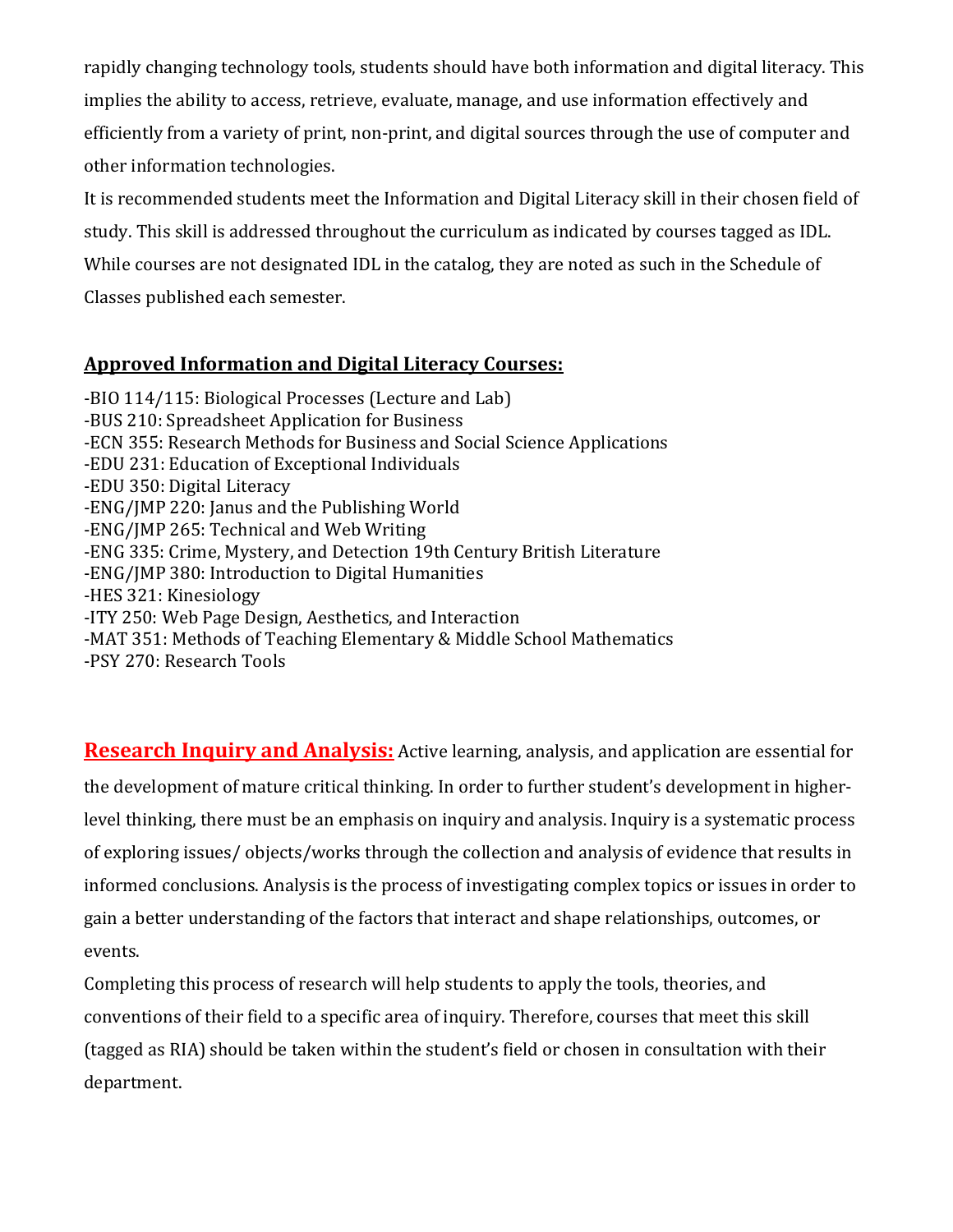rapidly changing technology tools, students should have both information and digital literacy. This implies the ability to access, retrieve, evaluate, manage, and use information effectively and efficiently from a variety of print, non-print, and digital sources through the use of computer and other information technologies.

It is recommended students meet the Information and Digital Literacy skill in their chosen field of study. This skill is addressed throughout the curriculum as indicated by courses tagged as IDL. While courses are not designated IDL in the catalog, they are noted as such in the Schedule of Classes published each semester.

**Approved Information and Digital Literacy Courses:**

-BIO 114/115: Biological Processes (Lecture and Lab)
-BUS 210: Spreadsheet Application for Business
-ECN 355: Research Methods for Business and Social Science Applications
-EDU 231: Education of Exceptional Individuals
-EDU 350: Digital Literacy
-ENG/JMP 220: Janus and the Publishing World
-ENG/JMP 265: Technical and Web Writing
-ENG 335: Crime, Mystery, and Detection 19th Century British Literature
-ENG/JMP 380: Introduction to Digital Humanities
-HES 321: Kinesiology
-ITY 250: Web Page Design, Aesthetics, and Interaction
-MAT 351: Methods of Teaching Elementary & Middle School Mathematics
-PSY 270: Research Tools

**Research Inquiry and Analysis:** Active learning, analysis, and application are essential for the development of mature critical thinking. In order to further student's development in higher-level thinking, there must be an emphasis on inquiry and analysis. Inquiry is a systematic process of exploring issues/ objects/works through the collection and analysis of evidence that results in informed conclusions. Analysis is the process of investigating complex topics or issues in order to gain a better understanding of the factors that interact and shape relationships, outcomes, or events.

Completing this process of research will help students to apply the tools, theories, and conventions of their field to a specific area of inquiry. Therefore, courses that meet this skill (tagged as RIA) should be taken within the student's field or chosen in consultation with their department.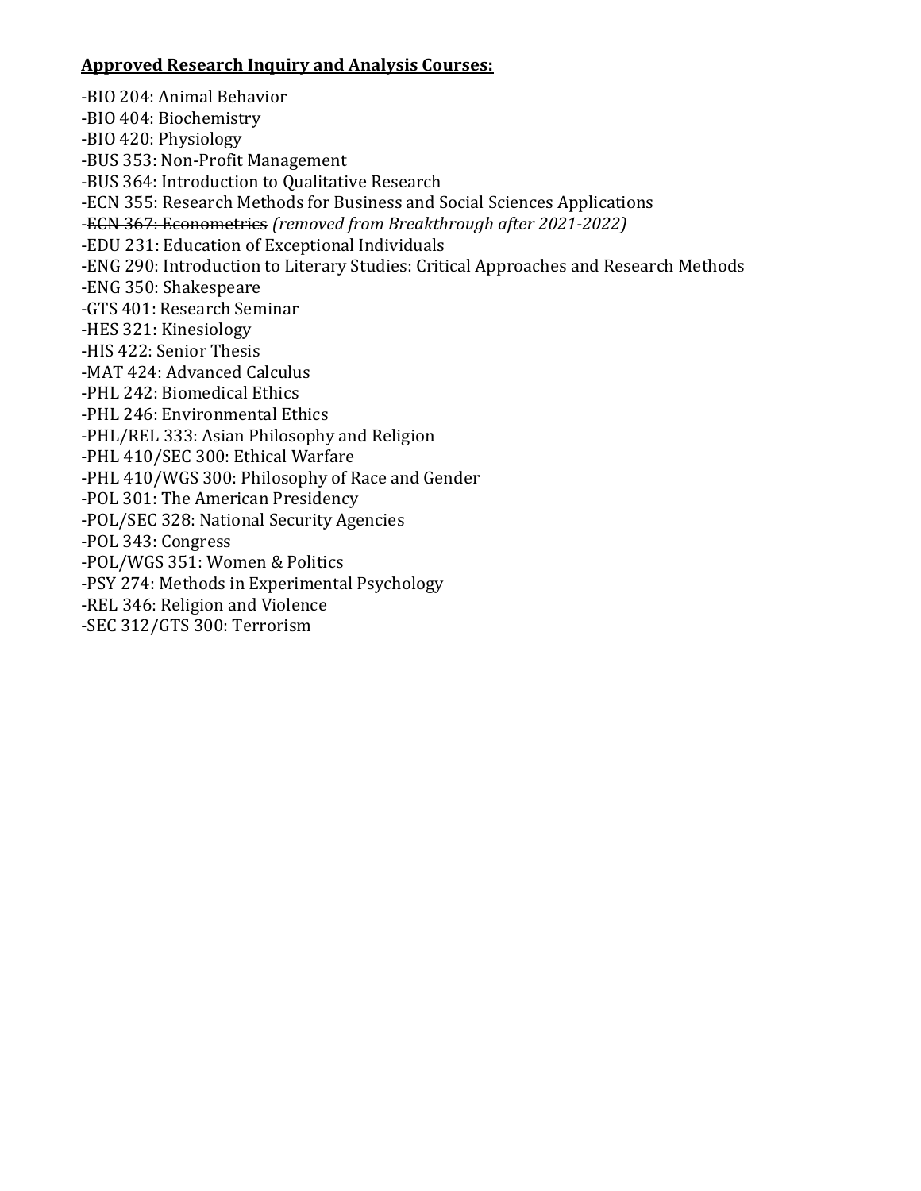**Approved Research Inquiry and Analysis Courses:**

-BIO 204: Animal Behavior
-BIO 404: Biochemistry
-BIO 420: Physiology
-BUS 353: Non-Profit Management
-BUS 364: Introduction to Qualitative Research
-ECN 355: Research Methods for Business and Social Sciences Applications
-~~ECN 367: Econometrics~~ *(removed from Breakthrough after 2021-2022)*
-EDU 231: Education of Exceptional Individuals
-ENG 290: Introduction to Literary Studies: Critical Approaches and Research Methods
-ENG 350: Shakespeare
-GTS 401: Research Seminar
-HES 321: Kinesiology
-HIS 422: Senior Thesis
-MAT 424: Advanced Calculus
-PHL 242: Biomedical Ethics
-PHL 246: Environmental Ethics
-PHL/REL 333: Asian Philosophy and Religion
-PHL 410/SEC 300: Ethical Warfare
-PHL 410/WGS 300: Philosophy of Race and Gender
-POL 301: The American Presidency
-POL/SEC 328: National Security Agencies
-POL 343: Congress
-POL/WGS 351: Women & Politics
-PSY 274: Methods in Experimental Psychology
-REL 346: Religion and Violence
-SEC 312/GTS 300: Terrorism